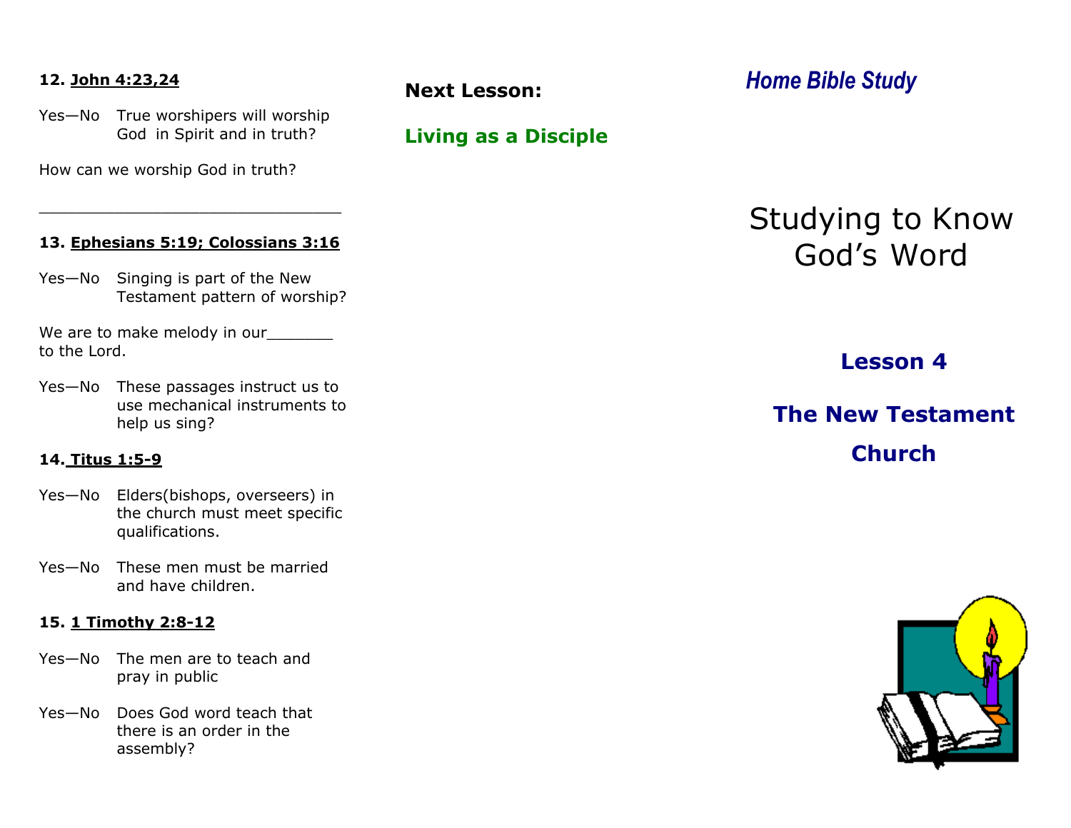**12. John 4:23,24**

Yes—No True worshipers will worship God in Spirit and in truth?

How can we worship God in truth?

______________________________

**13. Ephesians 5:19; Colossians 3:16**

Yes—No Singing is part of the New Testament pattern of worship?

We are to make melody in our_______ to the Lord.

Yes—No These passages instruct us to use mechanical instruments to help us sing?

**14. Titus 1:5-9**

Yes—No Elders(bishops, overseers) in the church must meet specific qualifications.

Yes—No These men must be married and have children.

**15. 1 Timothy 2:8-12**

Yes—No The men are to teach and pray in public

Yes—No Does God word teach that there is an order in the assembly?

**Next Lesson:**

**Living as a Disciple**

*Home Bible Study*

# Studying to Know God's Word

## Lesson 4

## The New Testament Church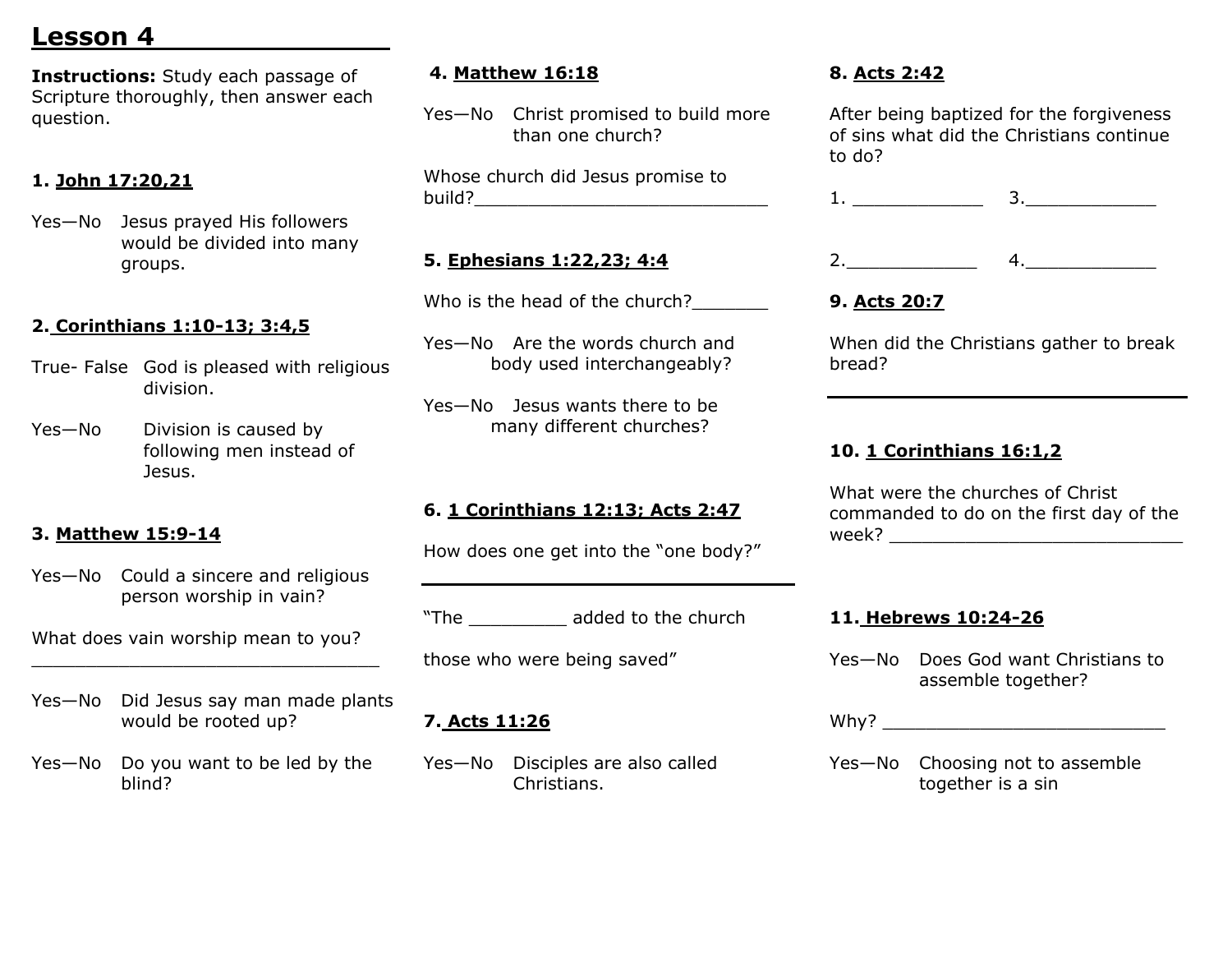## Lesson 4

**Instructions:** Study each passage of Scripture thoroughly, then answer each question.

**1. John 17:20,21**

Yes—No Jesus prayed His followers would be divided into many groups.

**2. Corinthians 1:10-13; 3:4,5**

True- False God is pleased with religious division.

Yes—No Division is caused by following men instead of Jesus.

**3. Matthew 15:9-14**

Yes—No Could a sincere and religious person worship in vain?

What does vain worship mean to you? ________________________________

Yes—No Did Jesus say man made plants would be rooted up?

Yes—No Do you want to be led by the blind?

**4. Matthew 16:18**

Yes—No Christ promised to build more than one church?

Whose church did Jesus promise to build?___________________________

**5. Ephesians 1:22,23; 4:4**

Who is the head of the church?_______

Yes—No Are the words church and body used interchangeably?

Yes—No Jesus wants there to be many different churches?

**6. 1 Corinthians 12:13; Acts 2:47**

How does one get into the "one body?"

________________________________

"The _________ added to the church those who were being saved"

**7. Acts 11:26**

Yes—No Disciples are also called Christians.

**8. Acts 2:42**

After being baptized for the forgiveness of sins what did the Christians continue to do?

1. ____________ 3.____________

2.____________ 4.____________

**9. Acts 20:7**

When did the Christians gather to break bread?

________________________________

**10. 1 Corinthians 16:1,2**

What were the churches of Christ commanded to do on the first day of the week? ____________________________

**11. Hebrews 10:24-26**

Yes—No Does God want Christians to assemble together?

Why? __________________________

Yes—No Choosing not to assemble together is a sin